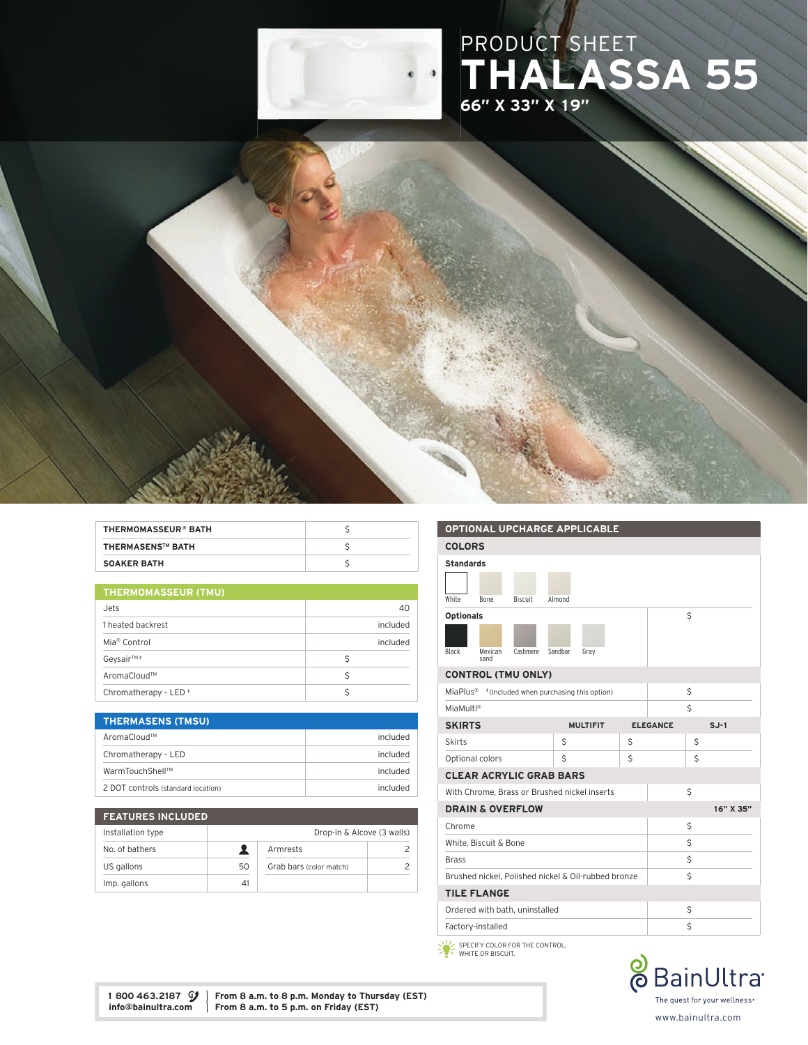# PRODUCT SHEET

# THALASSA 55

**66" X 33" X 19"**

| THERMOMASSEUR® BATH | $ |
|---|---|
| THERMASENS™ BATH | $ |
| SOAKER BATH | $ |

| THERMOMASSEUR (TMU) | |
|---|---|
| Jets | 40 |
| 1 heated backrest | included |
| Mia® Control | included |
| Geysair™ ‡ | $ |
| AromaCloud™ | $ |
| Chromatherapy - LED ‡ | $ |

| THERMASENS (TMSU) | |
|---|---|
| AromaCloud™ | included |
| Chromatherapy - LED | included |
| WarmTouchShell™ | included |
| 2 DOT controls (standard location) | included |

| FEATURES INCLUDED | | | |
|---|---|---|---|
| Installation type | Drop-in & Alcove (3 walls) | | |
| No. of bathers | 1 | Armrests | 2 |
| US gallons | 50 | Grab bars (color match) | 2 |
| Imp. gallons | 41 | | |

## OPTIONAL UPCHARGE APPLICABLE

### COLORS

**Standards**

White, Bone, Biscuit, Almond

**Optionals** — $

Black, Mexican sand, Cashmere, Sandbar, Gray

| CONTROL (TMU ONLY) | |
|---|---|
| MiaPlus® ‡(Included when purchasing this option) | $ |
| MiaMulti® | $ |

| SKIRTS | MULTIFIT | ELEGANCE | SJ-1 |
|---|---|---|---|
| Skirts | $ | $ | $ |
| Optional colors | $ | $ | $ |

| CLEAR ACRYLIC GRAB BARS | |
|---|---|
| With Chrome, Brass or Brushed nickel inserts | $ |

| DRAIN & OVERFLOW | 16" X 35" |
|---|---|
| Chrome | $ |
| White, Biscuit & Bone | $ |
| Brass | $ |
| Brushed nickel, Polished nickel & Oil-rubbed bronze | $ |

| TILE FLANGE | |
|---|---|
| Ordered with bath, uninstalled | $ |
| Factory-installed | $ |

SPECIFY COLOR FOR THE CONTROL, WHITE OR BISCUIT.

**1 800 463.2187**
**info@bainultra.com**

**From 8 a.m. to 8 p.m. Monday to Thursday (EST)**
**From 8 a.m. to 5 p.m. on Friday (EST)**

BainUltra® — The quest for your wellness®

www.bainultra.com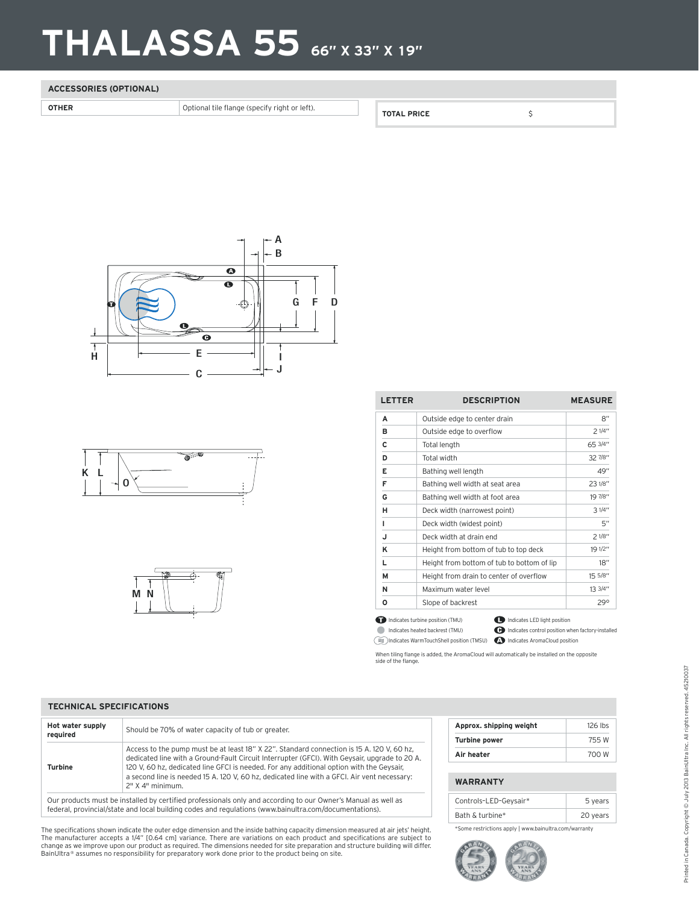# THALASSA 55 66" X 33" X 19"

## ACCESSORIES (OPTIONAL)

| | |
|---|---|
| **OTHER** | Optional tile flange (specify right or left). |

| | |
|---|---|
| **TOTAL PRICE** | $ |

A
B
G F D
H
E
C
I
J
K L
O
M N

| LETTER | DESCRIPTION | MEASURE |
|---|---|---|
| A | Outside edge to center drain | 8" |
| B | Outside edge to overflow | 2 1/4" |
| C | Total length | 65 3/4" |
| D | Total width | 32 7/8" |
| E | Bathing well length | 49" |
| F | Bathing well width at seat area | 23 1/8" |
| G | Bathing well width at foot area | 19 7/8" |
| H | Deck width (narrowest point) | 3 1/4" |
| I | Deck width (widest point) | 5" |
| J | Deck width at drain end | 2 1/8" |
| K | Height from bottom of tub to top deck | 19 1/2" |
| L | Height from bottom of tub to bottom of lip | 18" |
| M | Height from drain to center of overflow | 15 5/8" |
| N | Maximum water level | 13 3/4" |
| O | Slope of backrest | 29° |

T Indicates turbine position (TMU)
Indicates heated backrest (TMU)
Indicates WarmTouchShell position (TMSU)
L Indicates LED light position
C Indicates control position when factory-installed
A Indicates AromaCloud position

When tiling flange is added, the AromaCloud will automatically be installed on the opposite side of the flange.

## TECHNICAL SPECIFICATIONS

| | |
|---|---|
| **Hot water supply required** | Should be 70% of water capacity of tub or greater. |
| **Turbine** | Access to the pump must be at least 18" X 22". Standard connection is 15 A. 120 V, 60 hz, dedicated line with a Ground-Fault Circuit Interrupter (GFCI). With Geysair, upgrade to 20 A. 120 V, 60 hz, dedicated line GFCI is needed. For any additional option with the Geysair, a second line is needed 15 A. 120 V, 60 hz, dedicated line with a GFCI. Air vent necessary: 2" X 4" minimum. |

Our products must be installed by certified professionals only and according to our Owner's Manual as well as federal, provincial/state and local building codes and regulations (www.bainultra.com/documentations).

| | |
|---|---|
| **Approx. shipping weight** | 126 lbs |
| **Turbine power** | 755 W |
| **Air heater** | 700 W |

## WARRANTY

| | |
|---|---|
| Controls-LED-Geysair* | 5 years |
| Bath & turbine* | 20 years |

*Some restrictions apply | www.bainultra.com/warranty

The specifications shown indicate the outer edge dimension and the inside bathing capacity dimension measured at air jets' height. The manufacturer accepts a 1/4" [0.64 cm] variance. There are variations on each product and specifications are subject to change as we improve upon our product as required. The dimensions needed for site preparation and structure building will differ. BainUltra® assumes no responsibility for preparatory work done prior to the product being on site.

Printed in Canada. Copyright © July 2013 BainUltra Inc. All rights reserved. 45210037